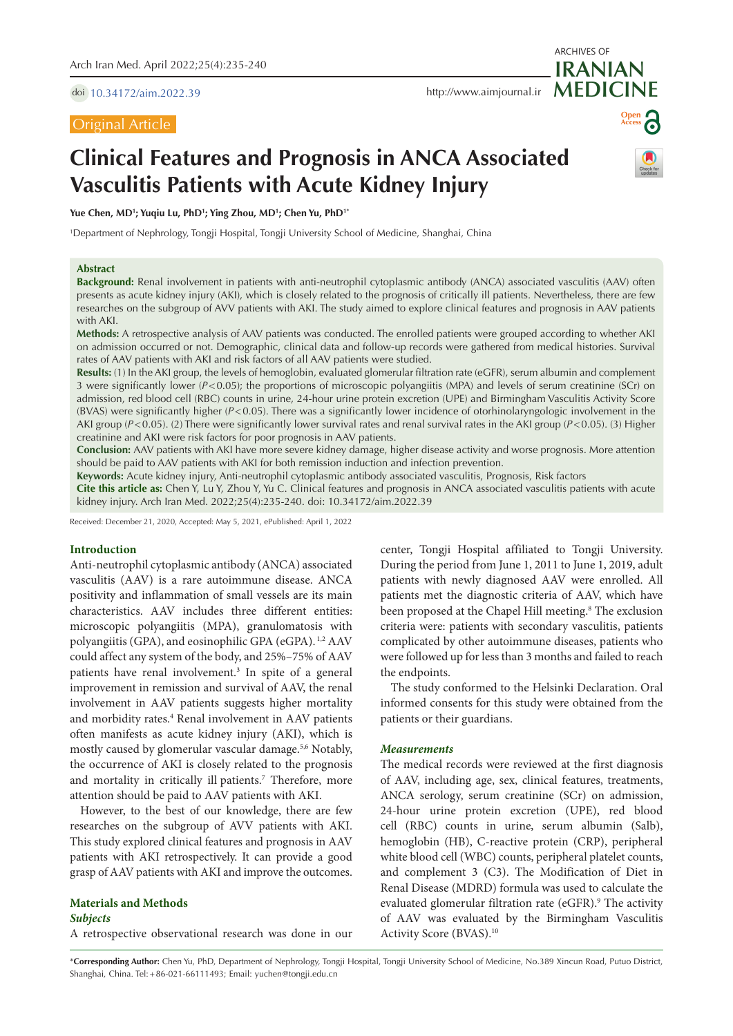doi 10.34172/aim.2022.39

Original Article

# Clinical Features and Prognosis in ANCA Associated Vasculitis Patients with Acute Kidney Injury

**Yue Chen, MD[1]; Yuqiu Lu, PhD[1]; Ying Zhou, MD[1]; Chen Yu, PhD[1*]**

[1]Department of Nephrology, Tongji Hospital, Tongji University School of Medicine, Shanghai, China

## Abstract

**Background:** Renal involvement in patients with anti-neutrophil cytoplasmic antibody (ANCA) associated vasculitis (AAV) often presents as acute kidney injury (AKI), which is closely related to the prognosis of critically ill patients. Nevertheless, there are few researches on the subgroup of AVV patients with AKI. The study aimed to explore clinical features and prognosis in AAV patients with AKI.

**Methods:** A retrospective analysis of AAV patients was conducted. The enrolled patients were grouped according to whether AKI on admission occurred or not. Demographic, clinical data and follow-up records were gathered from medical histories. Survival rates of AAV patients with AKI and risk factors of all AAV patients were studied.

**Results:** (1) In the AKI group, the levels of hemoglobin, evaluated glomerular filtration rate (eGFR), serum albumin and complement 3 were significantly lower ($P<0.05$); the proportions of microscopic polyangiitis (MPA) and levels of serum creatinine (SCr) on admission, red blood cell (RBC) counts in urine, 24-hour urine protein excretion (UPE) and Birmingham Vasculitis Activity Score (BVAS) were significantly higher ($P<0.05$). There was a significantly lower incidence of otorhinolaryngologic involvement in the AKI group ($P<0.05$). (2) There were significantly lower survival rates and renal survival rates in the AKI group ($P<0.05$). (3) Higher creatinine and AKI were risk factors for poor prognosis in AAV patients.

**Conclusion:** AAV patients with AKI have more severe kidney damage, higher disease activity and worse prognosis. More attention should be paid to AAV patients with AKI for both remission induction and infection prevention.

**Keywords:** Acute kidney injury, Anti-neutrophil cytoplasmic antibody associated vasculitis, Prognosis, Risk factors

**Cite this article as:** Chen Y, Lu Y, Zhou Y, Yu C. Clinical features and prognosis in ANCA associated vasculitis patients with acute kidney injury. Arch Iran Med. 2022;25(4):235-240. doi: 10.34172/aim.2022.39

Received: December 21, 2020, Accepted: May 5, 2021, ePublished: April 1, 2022

## Introduction

Anti-neutrophil cytoplasmic antibody (ANCA) associated vasculitis (AAV) is a rare autoimmune disease. ANCA positivity and inflammation of small vessels are its main characteristics. AAV includes three different entities: microscopic polyangiitis (MPA), granulomatosis with polyangiitis (GPA), and eosinophilic GPA (eGPA).[1,2] AAV could affect any system of the body, and 25%–75% of AAV patients have renal involvement.[3] In spite of a general improvement in remission and survival of AAV, the renal involvement in AAV patients suggests higher mortality and morbidity rates.[4] Renal involvement in AAV patients often manifests as acute kidney injury (AKI), which is mostly caused by glomerular vascular damage.[5,6] Notably, the occurrence of AKI is closely related to the prognosis and mortality in critically ill patients.[7] Therefore, more attention should be paid to AAV patients with AKI.

However, to the best of our knowledge, there are few researches on the subgroup of AVV patients with AKI. This study explored clinical features and prognosis in AAV patients with AKI retrospectively. It can provide a good grasp of AAV patients with AKI and improve the outcomes.

## Materials and Methods

### Subjects

A retrospective observational research was done in our center, Tongji Hospital affiliated to Tongji University. During the period from June 1, 2011 to June 1, 2019, adult patients with newly diagnosed AAV were enrolled. All patients met the diagnostic criteria of AAV, which have been proposed at the Chapel Hill meeting.[8] The exclusion criteria were: patients with secondary vasculitis, patients complicated by other autoimmune diseases, patients who were followed up for less than 3 months and failed to reach the endpoints.

The study conformed to the Helsinki Declaration. Oral informed consents for this study were obtained from the patients or their guardians.

### Measurements

The medical records were reviewed at the first diagnosis of AAV, including age, sex, clinical features, treatments, ANCA serology, serum creatinine (SCr) on admission, 24-hour urine protein excretion (UPE), red blood cell (RBC) counts in urine, serum albumin (Salb), hemoglobin (HB), C-reactive protein (CRP), peripheral white blood cell (WBC) counts, peripheral platelet counts, and complement 3 (C3). The Modification of Diet in Renal Disease (MDRD) formula was used to calculate the evaluated glomerular filtration rate (eGFR).[9] The activity of AAV was evaluated by the Birmingham Vasculitis Activity Score (BVAS).[10]

*Corresponding Author: Chen Yu, PhD, Department of Nephrology, Tongji Hospital, Tongji University School of Medicine, No.389 Xincun Road, Putuo District, Shanghai, China. Tel:+86-021-66111493; Email: yuchen@tongji.edu.cn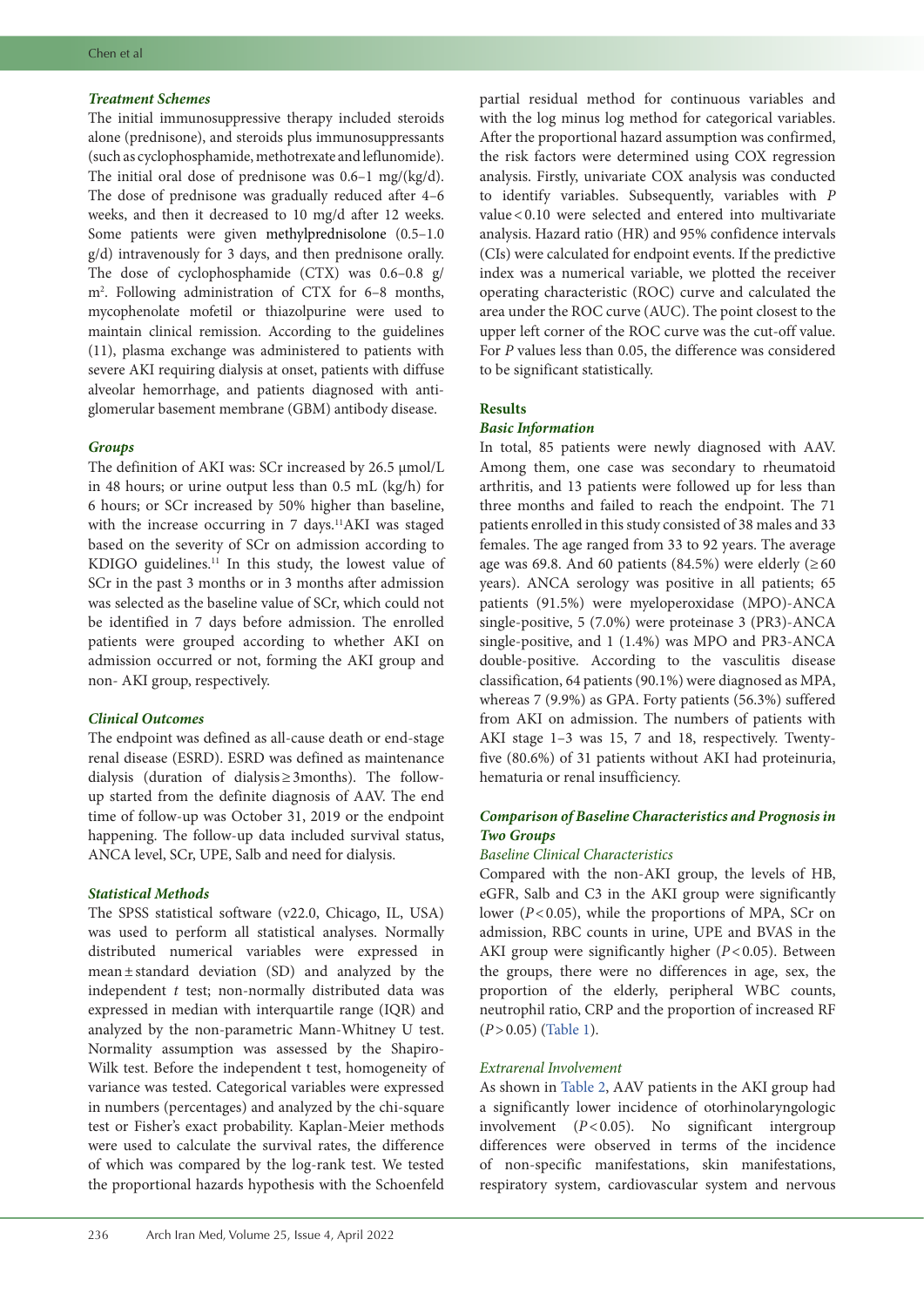### Treatment Schemes

The initial immunosuppressive therapy included steroids alone (prednisone), and steroids plus immunosuppressants (such as cyclophosphamide, methotrexate and leflunomide). The initial oral dose of prednisone was 0.6–1 mg/(kg/d). The dose of prednisone was gradually reduced after 4–6 weeks, and then it decreased to 10 mg/d after 12 weeks. Some patients were given methylprednisolone (0.5–1.0 g/d) intravenously for 3 days, and then prednisone orally. The dose of cyclophosphamide (CTX) was 0.6–0.8 g/ $m^2$. Following administration of CTX for 6–8 months, mycophenolate mofetil or thiazolpurine were used to maintain clinical remission. According to the guidelines (11), plasma exchange was administered to patients with severe AKI requiring dialysis at onset, patients with diffuse alveolar hemorrhage, and patients diagnosed with anti-glomerular basement membrane (GBM) antibody disease.

### Groups

The definition of AKI was: SCr increased by 26.5 μmol/L in 48 hours; or urine output less than 0.5 mL (kg/h) for 6 hours; or SCr increased by 50% higher than baseline, with the increase occurring in 7 days.[11] AKI was staged based on the severity of SCr on admission according to KDIGO guidelines.[11] In this study, the lowest value of SCr in the past 3 months or in 3 months after admission was selected as the baseline value of SCr, which could not be identified in 7 days before admission. The enrolled patients were grouped according to whether AKI on admission occurred or not, forming the AKI group and non- AKI group, respectively.

### Clinical Outcomes

The endpoint was defined as all-cause death or end-stage renal disease (ESRD). ESRD was defined as maintenance dialysis (duration of dialysis ≥ 3months). The follow-up started from the definite diagnosis of AAV. The end time of follow-up was October 31, 2019 or the endpoint happening. The follow-up data included survival status, ANCA level, SCr, UPE, Salb and need for dialysis.

### Statistical Methods

The SPSS statistical software (v22.0, Chicago, IL, USA) was used to perform all statistical analyses. Normally distributed numerical variables were expressed in mean ± standard deviation (SD) and analyzed by the independent *t* test; non-normally distributed data was expressed in median with interquartile range (IQR) and analyzed by the non-parametric Mann-Whitney U test. Normality assumption was assessed by the Shapiro-Wilk test. Before the independent t test, homogeneity of variance was tested. Categorical variables were expressed in numbers (percentages) and analyzed by the chi-square test or Fisher's exact probability. Kaplan-Meier methods were used to calculate the survival rates, the difference of which was compared by the log-rank test. We tested the proportional hazards hypothesis with the Schoenfeld partial residual method for continuous variables and with the log minus log method for categorical variables. After the proportional hazard assumption was confirmed, the risk factors were determined using COX regression analysis. Firstly, univariate COX analysis was conducted to identify variables. Subsequently, variables with $P$ value < 0.10 were selected and entered into multivariate analysis. Hazard ratio (HR) and 95% confidence intervals (CIs) were calculated for endpoint events. If the predictive index was a numerical variable, we plotted the receiver operating characteristic (ROC) curve and calculated the area under the ROC curve (AUC). The point closest to the upper left corner of the ROC curve was the cut-off value. For $P$ values less than 0.05, the difference was considered to be significant statistically.

## Results

### Basic Information

In total, 85 patients were newly diagnosed with AAV. Among them, one case was secondary to rheumatoid arthritis, and 13 patients were followed up for less than three months and failed to reach the endpoint. The 71 patients enrolled in this study consisted of 38 males and 33 females. The age ranged from 33 to 92 years. The average age was 69.8. And 60 patients (84.5%) were elderly (≥ 60 years). ANCA serology was positive in all patients; 65 patients (91.5%) were myeloperoxidase (MPO)-ANCA single-positive, 5 (7.0%) were proteinase 3 (PR3)-ANCA single-positive, and 1 (1.4%) was MPO and PR3-ANCA double-positive. According to the vasculitis disease classification, 64 patients (90.1%) were diagnosed as MPA, whereas 7 (9.9%) as GPA. Forty patients (56.3%) suffered from AKI on admission. The numbers of patients with AKI stage 1–3 was 15, 7 and 18, respectively. Twenty-five (80.6%) of 31 patients without AKI had proteinuria, hematuria or renal insufficiency.

### Comparison of Baseline Characteristics and Prognosis in Two Groups

#### *Baseline Clinical Characteristics*

Compared with the non-AKI group, the levels of HB, eGFR, Salb and C3 in the AKI group were significantly lower ($P < 0.05$), while the proportions of MPA, SCr on admission, RBC counts in urine, UPE and BVAS in the AKI group were significantly higher ($P < 0.05$). Between the groups, there were no differences in age, sex, the proportion of the elderly, peripheral WBC counts, neutrophil ratio, CRP and the proportion of increased RF ($P > 0.05$) (Table 1).

#### *Extrarenal Involvement*

As shown in Table 2, AAV patients in the AKI group had a significantly lower incidence of otorhinolaryngologic involvement ($P < 0.05$). No significant intergroup differences were observed in terms of the incidence of non-specific manifestations, skin manifestations, respiratory system, cardiovascular system and nervous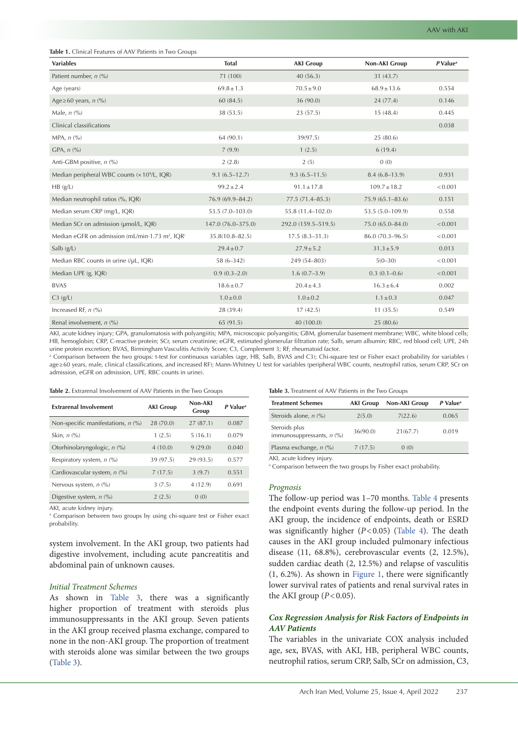**Table 1.** Clinical Features of AAV Patients in Two Groups

| Variables | Total | AKI Group | Non-AKI Group | *P* Value[a] |
|---|---|---|---|---|
| Patient number, *n* (%) | 71 (100) | 40 (56.3) | 31 (43.7) | |
| Age (years) | 69.8 ± 1.3 | 70.5 ± 9.0 | 68.9 ± 13.6 | 0.554 |
| Age ≥ 60 years, *n* (%) | 60 (84.5) | 36 (90.0) | 24 (77.4) | 0.146 |
| Male, *n* (%) | 38 (53.5) | 23 (57.5) | 15 (48.4) | 0.445 |
| Clinical classifications | | | | 0.038 |
| MPA, *n* (%) | 64 (90.1) | 39(97.5) | 25 (80.6) | |
| GPA, *n* (%) | 7 (9.9) | 1 (2.5) | 6 (19.4) | |
| Anti-GBM positive, *n* (%) | 2 (2.8) | 2 (5) | 0 (0) | |
| Median peripheral WBC counts (× $10^9$/L, IQR) | 9.1 (6.5–12.7) | 9.3 (6.5–11.5) | 8.4 (6.8–13.9) | 0.931 |
| HB (g/L) | 99.2 ± 2.4 | 91.1 ± 17.8 | 109.7 ± 18.2 | < 0.001 |
| Median neutrophil ratios (%, IQR) | 76.9 (69.9–84.2) | 77.5 (71.4–85.3) | 75.9 (65.1–83.6) | 0.151 |
| Median serum CRP (mg/L, IQR) | 53.5 (7.0–103.0) | 55.8 (11.4–102.0) | 53.5 (5.0–109.9) | 0.558 |
| Median SCr on admission (μmol/L, IQR) | 147.0 (76.0–375.0) | 292.0 (159.5–519.5) | 75.0 (65.0–84.0) | < 0.001 |
| Median eGFR on admission (mL/min·1.73 $m^2$, IQR) | 35.8(10.8–82.5) | 17.5 (8.3–31.3) | 86.0 (70.3–96.5) | < 0.001 |
| Salb (g/L) | 29.4 ± 0.7 | 27.9 ± 5.2 | 31.3 ± 5.9 | 0.013 |
| Median RBC counts in urine (/μL, IQR) | 58 (6–342) | 249 (54–803) | 5(0–30) | < 0.001 |
| Median UPE (g, IQR) | 0.9 (0.3–2.0) | 1.6 (0.7–3.9) | 0.3 (0.1–0.6) | < 0.001 |
| BVAS | 18.6 ± 0.7 | 20.4 ± 4.3 | 16.3 ± 6.4 | 0.002 |
| C3 (g/L) | 1.0 ± 0.0 | 1.0 ± 0.2 | 1.1 ± 0.3 | 0.047 |
| Increased RF, *n* (%) | 28 (39.4) | 17 (42.5) | 11 (35.5) | 0.549 |
| Renal involvement, *n* (%) | 65 (91.5) | 40 (100.0) | 25 (80.6) | |

AKI, acute kidney injury; GPA, granulomatosis with polyangiitis; MPA, microscopic polyangiitis; GBM, glomerular basement membrane; WBC, white blood cells; HB, hemoglobin; CRP, C-reactive protein; SCr, serum creatinine; eGFR, estimated glomerular filtration rate; Salb, serum albumin; RBC, red blood cell; UPE, 24h urine protein excretion; BVAS, Birmingham Vasculitis Activity Score; C3, Complement 3; RF, rheumatoid factor.

[a] Comparison between the two groups: t-test for continuous variables (age, HB, Salb, BVAS and C3); Chi-square test or Fisher exact probability for variables ( age ≥ 60 years, male, clinical classifications, and increased RF); Mann-Whitney U test for variables (peripheral WBC counts, neutrophil ratios, serum CRP, SCr on admission, eGFR on admission, UPE, RBC counts in urine).

**Table 2.** Extrarenal Involvement of AAV Patients in the Two Groups

| Extrarenal Involvement | AKI Group | Non-AKI Group | *P* Value[a] |
|---|---|---|---|
| Non-specific manifestations, *n* (%) | 28 (70.0) | 27 (87.1) | 0.087 |
| Skin, *n* (%) | 1 (2.5) | 5 (16.1) | 0.079 |
| Otorhinolaryngologic, *n* (%) | 4 (10.0) | 9 (29.0) | 0.040 |
| Respiratory system, *n* (%) | 39 (97.5) | 29 (93.5) | 0.577 |
| Cardiovascular system, *n* (%) | 7 (17.5) | 3 (9.7) | 0.551 |
| Nervous system, *n* (%) | 3 (7.5) | 4 (12.9) | 0.691 |
| Digestive system, *n* (%) | 2 (2.5) | 0 (0) | |

AKI, acute kidney injury.

[a] Comparison between two groups by using chi-square test or Fisher exact probability.

system involvement. In the AKI group, two patients had digestive involvement, including acute pancreatitis and abdominal pain of unknown causes.

### *Initial Treatment Schemes*

As shown in Table 3, there was a significantly higher proportion of treatment with steroids plus immunosuppressants in the AKI group. Seven patients in the AKI group received plasma exchange, compared to none in the non-AKI group. The proportion of treatment with steroids alone was similar between the two groups (Table 3).

**Table 3.** Treatment of AAV Patients in the Two Groups

| Treatment Schemes | AKI Group | Non-AKI Group | *P* Value[a] |
|---|---|---|---|
| Steroids alone, *n* (%) | 2(5.0) | 7(22.6) | 0.065 |
| Steroids plus immunosuppressants, *n* (%) | 36(90.0) | 21(67.7) | 0.019 |
| Plasma exchange, *n* (%) | 7 (17.5) | 0 (0) | |

AKI, acute kidney injury.

[a] Comparison between the two groups by Fisher exact probability.

### *Prognosis*

The follow-up period was 1–70 months. Table 4 presents the endpoint events during the follow-up period. In the AKI group, the incidence of endpoints, death or ESRD was significantly higher ($P < 0.05$) (Table 4). The death causes in the AKI group included pulmonary infectious disease (11, 68.8%), cerebrovascular events (2, 12.5%), sudden cardiac death (2, 12.5%) and relapse of vasculitis (1, 6.2%). As shown in Figure 1, there were significantly lower survival rates of patients and renal survival rates in the AKI group ($P < 0.05$).

### *Cox Regression Analysis for Risk Factors of Endpoints in AAV Patients*

The variables in the univariate COX analysis included age, sex, BVAS, with AKI, HB, peripheral WBC counts, neutrophil ratios, serum CRP, Salb, SCr on admission, C3,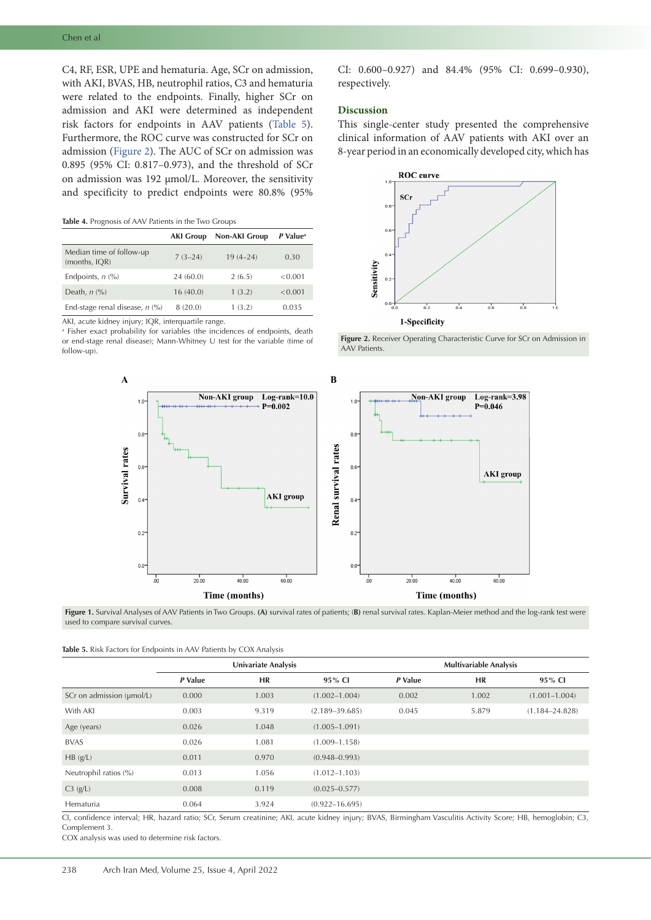C4, RF, ESR, UPE and hematuria. Age, SCr on admission, with AKI, BVAS, HB, neutrophil ratios, C3 and hematuria were related to the endpoints. Finally, higher SCr on admission and AKI were determined as independent risk factors for endpoints in AAV patients (Table 5). Furthermore, the ROC curve was constructed for SCr on admission (Figure 2). The AUC of SCr on admission was 0.895 (95% CI: 0.817–0.973), and the threshold of SCr on admission was 192 μmol/L. Moreover, the sensitivity and specificity to predict endpoints were 80.8% (95% CI: 0.600–0.927) and 84.4% (95% CI: 0.699–0.930), respectively.

**Table 4.** Prognosis of AAV Patients in the Two Groups

| | AKI Group | Non-AKI Group | *P* Value[a] |
|---|---|---|---|
| Median time of follow-up (months, IQR) | 7 (3–24) | 19 (4–24) | 0.30 |
| Endpoints, *n* (%) | 24 (60.0) | 2 (6.5) | <0.001 |
| Death, *n* (%) | 16 (40.0) | 1 (3.2) | <0.001 |
| End-stage renal disease, *n* (%) | 8 (20.0) | 1 (3.2) | 0.035 |

AKI, acute kidney injury; IQR, interquartile range.
[a] Fisher exact probability for variables (the incidences of endpoints, death or end-stage renal disease); Mann-Whitney U test for the variable (time of follow-up).

## Discussion

This single-center study presented the comprehensive clinical information of AAV patients with AKI over an 8-year period in an economically developed city, which has

**Figure 2.** Receiver Operating Characteristic Curve for SCr on Admission in AAV Patients.

**Figure 1.** Survival Analyses of AAV Patients in Two Groups. **(A)** survival rates of patients; **(B)** renal survival rates. Kaplan-Meier method and the log-rank test were used to compare survival curves.

**Table 5.** Risk Factors for Endpoints in AAV Patients by COX Analysis

| | Univariate Analysis | | | Multivariable Analysis | | |
|---|---|---|---|---|---|---|
| | *P* Value | HR | 95% CI | *P* Value | HR | 95% CI |
| SCr on admission (μmol/L) | 0.000 | 1.003 | (1.002–1.004) | 0.002 | 1.002 | (1.001–1.004) |
| With AKI | 0.003 | 9.319 | (2.189–39.685) | 0.045 | 5.879 | (1.184–24.828) |
| Age (years) | 0.026 | 1.048 | (1.005–1.091) | | | |
| BVAS | 0.026 | 1.081 | (1.009–1.158) | | | |
| HB (g/L) | 0.011 | 0.970 | (0.948–0.993) | | | |
| Neutrophil ratios (%) | 0.013 | 1.056 | (1.012–1.103) | | | |
| C3 (g/L) | 0.008 | 0.119 | (0.025–0.577) | | | |
| Hematuria | 0.064 | 3.924 | (0.922–16.695) | | | |

CI, confidence interval; HR, hazard ratio; SCr, Serum creatinine; AKI, acute kidney injury; BVAS, Birmingham Vasculitis Activity Score; HB, hemoglobin; C3, Complement 3.
COX analysis was used to determine risk factors.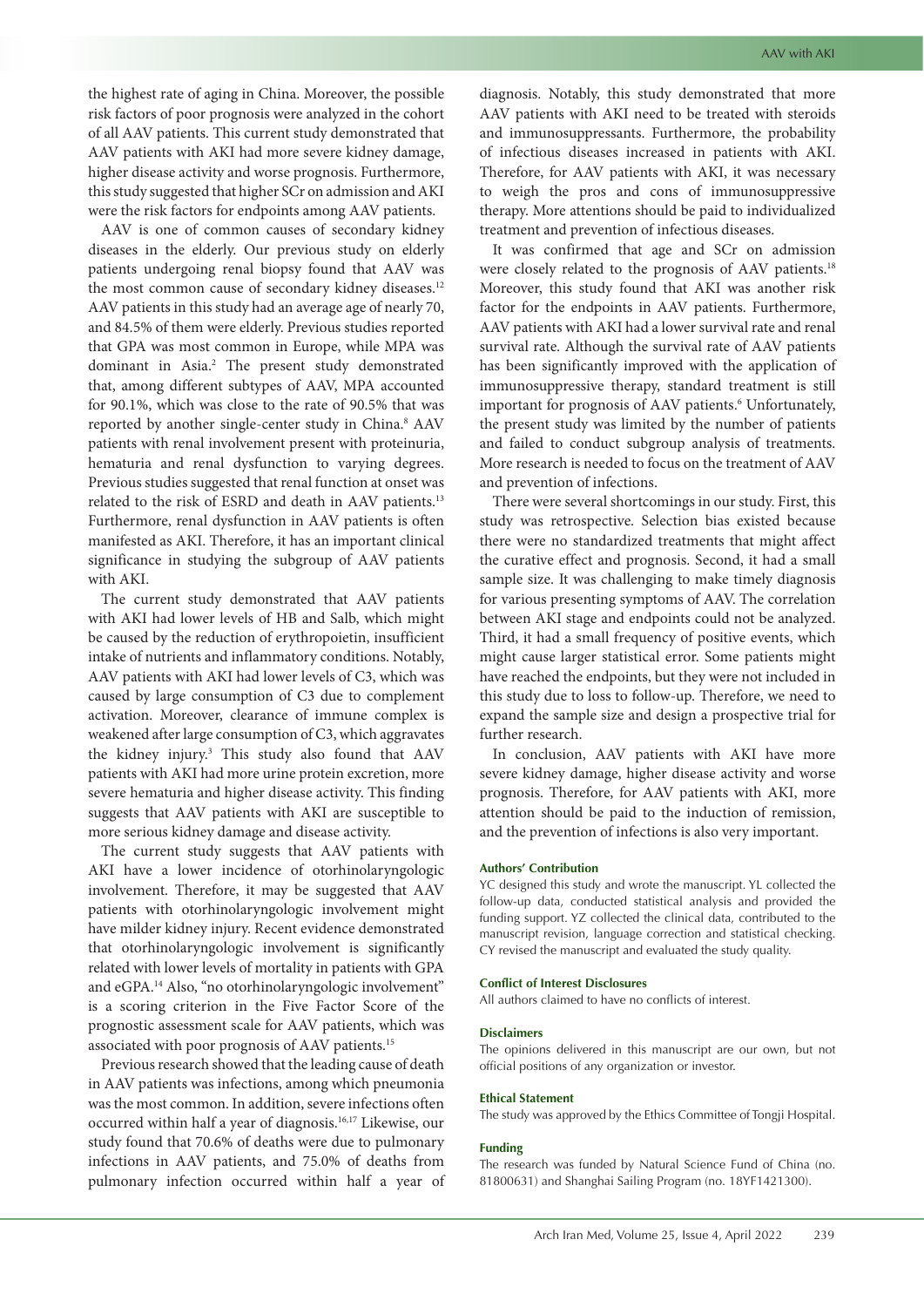the highest rate of aging in China. Moreover, the possible risk factors of poor prognosis were analyzed in the cohort of all AAV patients. This current study demonstrated that AAV patients with AKI had more severe kidney damage, higher disease activity and worse prognosis. Furthermore, this study suggested that higher SCr on admission and AKI were the risk factors for endpoints among AAV patients.

AAV is one of common causes of secondary kidney diseases in the elderly. Our previous study on elderly patients undergoing renal biopsy found that AAV was the most common cause of secondary kidney diseases.[12] AAV patients in this study had an average age of nearly 70, and 84.5% of them were elderly. Previous studies reported that GPA was most common in Europe, while MPA was dominant in Asia.[2] The present study demonstrated that, among different subtypes of AAV, MPA accounted for 90.1%, which was close to the rate of 90.5% that was reported by another single-center study in China.[8] AAV patients with renal involvement present with proteinuria, hematuria and renal dysfunction to varying degrees. Previous studies suggested that renal function at onset was related to the risk of ESRD and death in AAV patients.[13] Furthermore, renal dysfunction in AAV patients is often manifested as AKI. Therefore, it has an important clinical significance in studying the subgroup of AAV patients with AKI.

The current study demonstrated that AAV patients with AKI had lower levels of HB and Salb, which might be caused by the reduction of erythropoietin, insufficient intake of nutrients and inflammatory conditions. Notably, AAV patients with AKI had lower levels of C3, which was caused by large consumption of C3 due to complement activation. Moreover, clearance of immune complex is weakened after large consumption of C3, which aggravates the kidney injury.[3] This study also found that AAV patients with AKI had more urine protein excretion, more severe hematuria and higher disease activity. This finding suggests that AAV patients with AKI are susceptible to more serious kidney damage and disease activity.

The current study suggests that AAV patients with AKI have a lower incidence of otorhinolaryngologic involvement. Therefore, it may be suggested that AAV patients with otorhinolaryngologic involvement might have milder kidney injury. Recent evidence demonstrated that otorhinolaryngologic involvement is significantly related with lower levels of mortality in patients with GPA and eGPA.[14] Also, "no otorhinolaryngologic involvement" is a scoring criterion in the Five Factor Score of the prognostic assessment scale for AAV patients, which was associated with poor prognosis of AAV patients.[15]

Previous research showed that the leading cause of death in AAV patients was infections, among which pneumonia was the most common. In addition, severe infections often occurred within half a year of diagnosis.[16,17] Likewise, our study found that 70.6% of deaths were due to pulmonary infections in AAV patients, and 75.0% of deaths from pulmonary infection occurred within half a year of diagnosis. Notably, this study demonstrated that more AAV patients with AKI need to be treated with steroids and immunosuppressants. Furthermore, the probability of infectious diseases increased in patients with AKI. Therefore, for AAV patients with AKI, it was necessary to weigh the pros and cons of immunosuppressive therapy. More attentions should be paid to individualized treatment and prevention of infectious diseases.

It was confirmed that age and SCr on admission were closely related to the prognosis of AAV patients.[18] Moreover, this study found that AKI was another risk factor for the endpoints in AAV patients. Furthermore, AAV patients with AKI had a lower survival rate and renal survival rate. Although the survival rate of AAV patients has been significantly improved with the application of immunosuppressive therapy, standard treatment is still important for prognosis of AAV patients.[6] Unfortunately, the present study was limited by the number of patients and failed to conduct subgroup analysis of treatments. More research is needed to focus on the treatment of AAV and prevention of infections.

There were several shortcomings in our study. First, this study was retrospective. Selection bias existed because there were no standardized treatments that might affect the curative effect and prognosis. Second, it had a small sample size. It was challenging to make timely diagnosis for various presenting symptoms of AAV. The correlation between AKI stage and endpoints could not be analyzed. Third, it had a small frequency of positive events, which might cause larger statistical error. Some patients might have reached the endpoints, but they were not included in this study due to loss to follow-up. Therefore, we need to expand the sample size and design a prospective trial for further research.

In conclusion, AAV patients with AKI have more severe kidney damage, higher disease activity and worse prognosis. Therefore, for AAV patients with AKI, more attention should be paid to the induction of remission, and the prevention of infections is also very important.

#### Authors' Contribution

YC designed this study and wrote the manuscript. YL collected the follow-up data, conducted statistical analysis and provided the funding support. YZ collected the clinical data, contributed to the manuscript revision, language correction and statistical checking. CY revised the manuscript and evaluated the study quality.

#### Conflict of Interest Disclosures

All authors claimed to have no conflicts of interest.

#### Disclaimers

The opinions delivered in this manuscript are our own, but not official positions of any organization or investor.

#### Ethical Statement

The study was approved by the Ethics Committee of Tongji Hospital.

#### Funding

The research was funded by Natural Science Fund of China (no. 81800631) and Shanghai Sailing Program (no. 18YF1421300).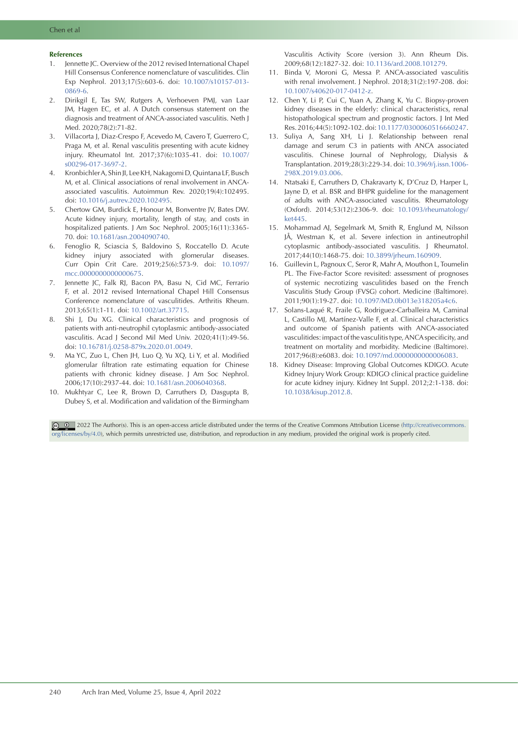## References

1. Jennette JC. Overview of the 2012 revised International Chapel Hill Consensus Conference nomenclature of vasculitides. Clin Exp Nephrol. 2013;17(5):603-6. doi: 10.1007/s10157-013-0869-6.
2. Dirikgil E, Tas SW, Rutgers A, Verhoeven PMJ, van Laar JM, Hagen EC, et al. A Dutch consensus statement on the diagnosis and treatment of ANCA-associated vasculitis. Neth J Med. 2020;78(2):71-82.
3. Villacorta J, Diaz-Crespo F, Acevedo M, Cavero T, Guerrero C, Praga M, et al. Renal vasculitis presenting with acute kidney injury. Rheumatol Int. 2017;37(6):1035-41. doi: 10.1007/s00296-017-3697-2.
4. Kronbichler A, Shin JI, Lee KH, Nakagomi D, Quintana LF, Busch M, et al. Clinical associations of renal involvement in ANCA-associated vasculitis. Autoimmun Rev. 2020;19(4):102495. doi: 10.1016/j.autrev.2020.102495.
5. Chertow GM, Burdick E, Honour M, Bonventre JV, Bates DW. Acute kidney injury, mortality, length of stay, and costs in hospitalized patients. J Am Soc Nephrol. 2005;16(11):3365-70. doi: 10.1681/asn.2004090740.
6. Fenoglio R, Sciascia S, Baldovino S, Roccatello D. Acute kidney injury associated with glomerular diseases. Curr Opin Crit Care. 2019;25(6):573-9. doi: 10.1097/mcc.0000000000000675.
7. Jennette JC, Falk RJ, Bacon PA, Basu N, Cid MC, Ferrario F, et al. 2012 revised International Chapel Hill Consensus Conference nomenclature of vasculitides. Arthritis Rheum. 2013;65(1):1-11. doi: 10.1002/art.37715.
8. Shi J, Du XG. Clinical characteristics and prognosis of patients with anti-neutrophil cytoplasmic antibody-associated vasculitis. Acad J Second Mil Med Univ. 2020;41(1):49-56. doi: 10.16781/j.0258-879x.2020.01.0049.
9. Ma YC, Zuo L, Chen JH, Luo Q, Yu XQ, Li Y, et al. Modified glomerular filtration rate estimating equation for Chinese patients with chronic kidney disease. J Am Soc Nephrol. 2006;17(10):2937-44. doi: 10.1681/asn.2006040368.
10. Mukhtyar C, Lee R, Brown D, Carruthers D, Dasgupta B, Dubey S, et al. Modification and validation of the Birmingham Vasculitis Activity Score (version 3). Ann Rheum Dis. 2009;68(12):1827-32. doi: 10.1136/ard.2008.101279.
11. Binda V, Moroni G, Messa P. ANCA-associated vasculitis with renal involvement. J Nephrol. 2018;31(2):197-208. doi: 10.1007/s40620-017-0412-z.
12. Chen Y, Li P, Cui C, Yuan A, Zhang K, Yu C. Biopsy-proven kidney diseases in the elderly: clinical characteristics, renal histopathological spectrum and prognostic factors. J Int Med Res. 2016;44(5):1092-102. doi: 10.1177/0300060516660247.
13. Suliya A, Sang XH, Li J. Relationship between renal damage and serum C3 in patients with ANCA associated vasculitis. Chinese Journal of Nephrology, Dialysis & Transplantation. 2019;28(3):229-34. doi: 10.3969/j.issn.1006-298X.2019.03.006.
14. Ntatsaki E, Carruthers D, Chakravarty K, D'Cruz D, Harper L, Jayne D, et al. BSR and BHPR guideline for the management of adults with ANCA-associated vasculitis. Rheumatology (Oxford). 2014;53(12):2306-9. doi: 10.1093/rheumatology/ket445.
15. Mohammad AJ, Segelmark M, Smith R, Englund M, Nilsson JÅ, Westman K, et al. Severe infection in antineutrophil cytoplasmic antibody-associated vasculitis. J Rheumatol. 2017;44(10):1468-75. doi: 10.3899/jrheum.160909.
16. Guillevin L, Pagnoux C, Seror R, Mahr A, Mouthon L, Toumelin PL. The Five-Factor Score revisited: assessment of prognoses of systemic necrotizing vasculitides based on the French Vasculitis Study Group (FVSG) cohort. Medicine (Baltimore). 2011;90(1):19-27. doi: 10.1097/MD.0b013e318205a4c6.
17. Solans-Laqué R, Fraile G, Rodriguez-Carballeira M, Caminal L, Castillo MJ, Martínez-Valle F, et al. Clinical characteristics and outcome of Spanish patients with ANCA-associated vasculitides: impact of the vasculitis type, ANCA specificity, and treatment on mortality and morbidity. Medicine (Baltimore). 2017;96(8):e6083. doi: 10.1097/md.0000000000006083.
18. Kidney Disease: Improving Global Outcomes KDIGO. Acute Kidney Injury Work Group: KDIGO clinical practice guideline for acute kidney injury. Kidney Int Suppl. 2012;2:1-138. doi: 10.1038/kisup.2012.8.

© 2022 The Author(s). This is an open-access article distributed under the terms of the Creative Commons Attribution License (http://creativecommons.org/licenses/by/4.0), which permits unrestricted use, distribution, and reproduction in any medium, provided the original work is properly cited.